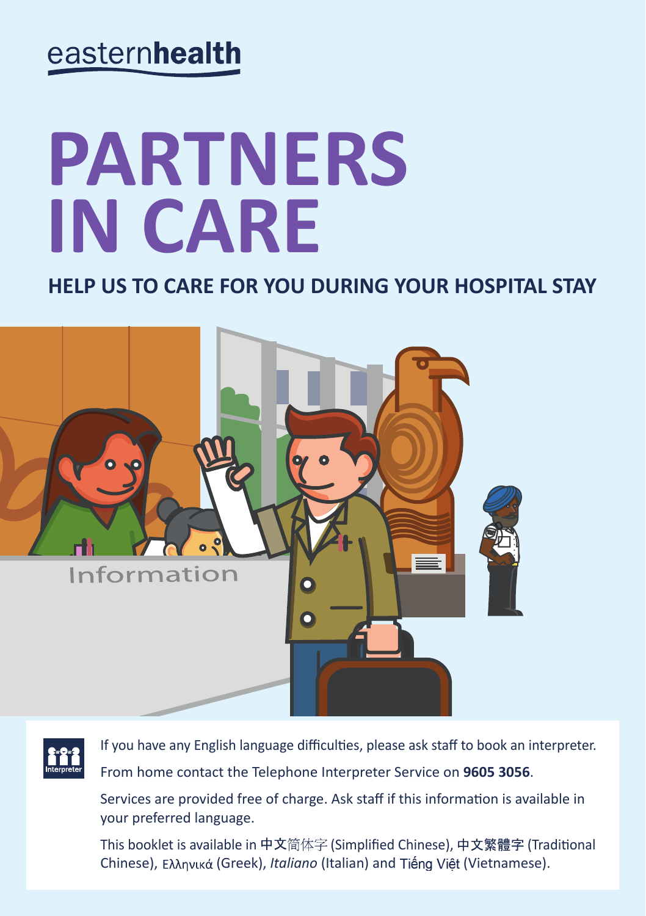easternhealth

# PARTNERS IN CARE

## HELP US TO CARE FOR YOU DURING YOUR HOSPITAL STAY

If you have any English language difficulties, please ask staff to book an interpreter.

From home contact the Telephone Interpreter Service on **9605 3056**.

Services are provided free of charge. Ask staff if this information is available in your preferred language.

This booklet is available in 中文简体字 (Simplified Chinese), 中文繁體字 (Traditional Chinese), Ελληνικά (Greek), *Italiano* (Italian) and Tiếng Việt (Vietnamese).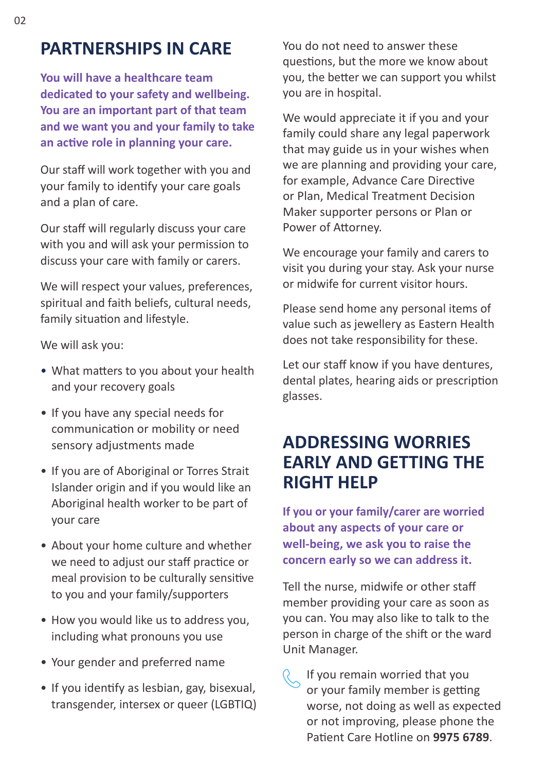## PARTNERSHIPS IN CARE

**You will have a healthcare team dedicated to your safety and wellbeing. You are an important part of that team and we want you and your family to take an active role in planning your care.**

Our staff will work together with you and your family to identify your care goals and a plan of care.

Our staff will regularly discuss your care with you and will ask your permission to discuss your care with family or carers.

We will respect your values, preferences, spiritual and faith beliefs, cultural needs, family situation and lifestyle.

We will ask you:

- What matters to you about your health and your recovery goals
- If you have any special needs for communication or mobility or need sensory adjustments made
- If you are of Aboriginal or Torres Strait Islander origin and if you would like an Aboriginal health worker to be part of your care
- About your home culture and whether we need to adjust our staff practice or meal provision to be culturally sensitive to you and your family/supporters
- How you would like us to address you, including what pronouns you use
- Your gender and preferred name
- If you identify as lesbian, gay, bisexual, transgender, intersex or queer (LGBTIQ)

You do not need to answer these questions, but the more we know about you, the better we can support you whilst you are in hospital.

We would appreciate it if you and your family could share any legal paperwork that may guide us in your wishes when we are planning and providing your care, for example, Advance Care Directive or Plan, Medical Treatment Decision Maker supporter persons or Plan or Power of Attorney.

We encourage your family and carers to visit you during your stay. Ask your nurse or midwife for current visitor hours.

Please send home any personal items of value such as jewellery as Eastern Health does not take responsibility for these.

Let our staff know if you have dentures, dental plates, hearing aids or prescription glasses.

## ADDRESSING WORRIES EARLY AND GETTING THE RIGHT HELP

**If you or your family/carer are worried about any aspects of your care or well-being, we ask you to raise the concern early so we can address it.**

Tell the nurse, midwife or other staff member providing your care as soon as you can. You may also like to talk to the person in charge of the shift or the ward Unit Manager.

If you remain worried that you or your family member is getting worse, not doing as well as expected or not improving, please phone the Patient Care Hotline on **9975 6789**.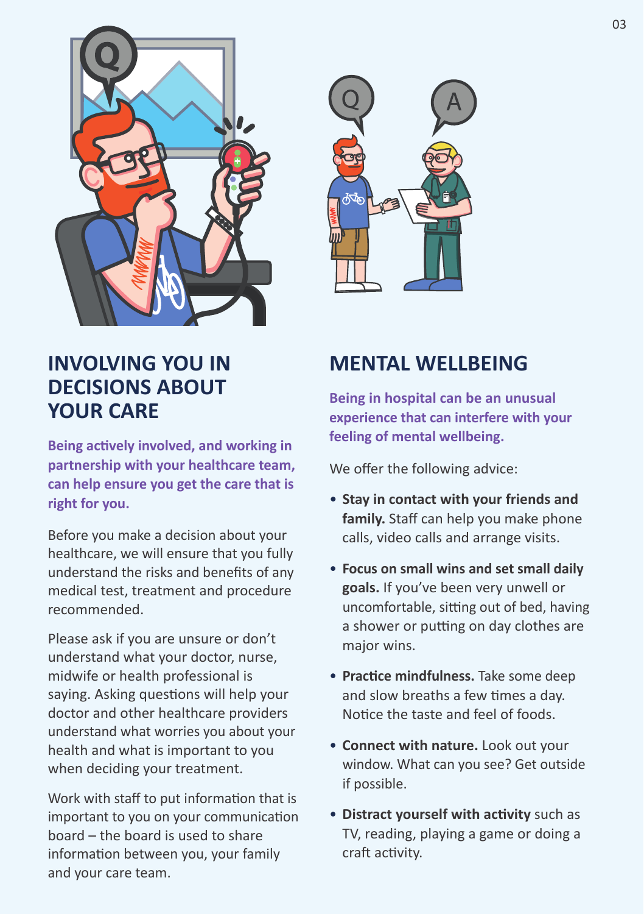## INVOLVING YOU IN DECISIONS ABOUT YOUR CARE

**Being actively involved, and working in partnership with your healthcare team, can help ensure you get the care that is right for you.**

Before you make a decision about your healthcare, we will ensure that you fully understand the risks and benefits of any medical test, treatment and procedure recommended.

Please ask if you are unsure or don't understand what your doctor, nurse, midwife or health professional is saying. Asking questions will help your doctor and other healthcare providers understand what worries you about your health and what is important to you when deciding your treatment.

Work with staff to put information that is important to you on your communication board – the board is used to share information between you, your family and your care team.

## MENTAL WELLBEING

**Being in hospital can be an unusual experience that can interfere with your feeling of mental wellbeing.**

We offer the following advice:

- **Stay in contact with your friends and family.** Staff can help you make phone calls, video calls and arrange visits.
- **Focus on small wins and set small daily goals.** If you've been very unwell or uncomfortable, sitting out of bed, having a shower or putting on day clothes are major wins.
- **Practice mindfulness.** Take some deep and slow breaths a few times a day. Notice the taste and feel of foods.
- **Connect with nature.** Look out your window. What can you see? Get outside if possible.
- **Distract yourself with activity** such as TV, reading, playing a game or doing a craft activity.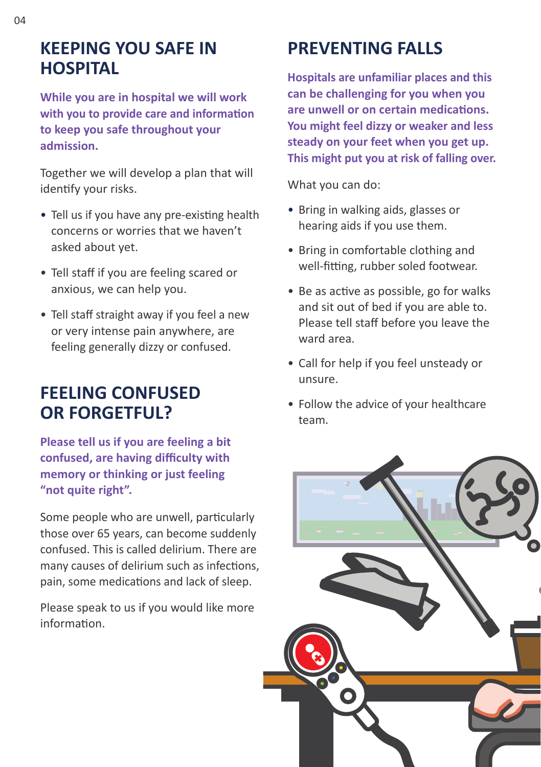## KEEPING YOU SAFE IN HOSPITAL

**While you are in hospital we will work with you to provide care and information to keep you safe throughout your admission.**

Together we will develop a plan that will identify your risks.

- Tell us if you have any pre-existing health concerns or worries that we haven't asked about yet.
- Tell staff if you are feeling scared or anxious, we can help you.
- Tell staff straight away if you feel a new or very intense pain anywhere, are feeling generally dizzy or confused.

## FEELING CONFUSED OR FORGETFUL?

**Please tell us if you are feeling a bit confused, are having difficulty with memory or thinking or just feeling "not quite right".**

Some people who are unwell, particularly those over 65 years, can become suddenly confused. This is called delirium. There are many causes of delirium such as infections, pain, some medications and lack of sleep.

Please speak to us if you would like more information.

## PREVENTING FALLS

**Hospitals are unfamiliar places and this can be challenging for you when you are unwell or on certain medications. You might feel dizzy or weaker and less steady on your feet when you get up. This might put you at risk of falling over.**

What you can do:

- Bring in walking aids, glasses or hearing aids if you use them.
- Bring in comfortable clothing and well-fitting, rubber soled footwear.
- Be as active as possible, go for walks and sit out of bed if you are able to. Please tell staff before you leave the ward area.
- Call for help if you feel unsteady or unsure.
- Follow the advice of your healthcare team.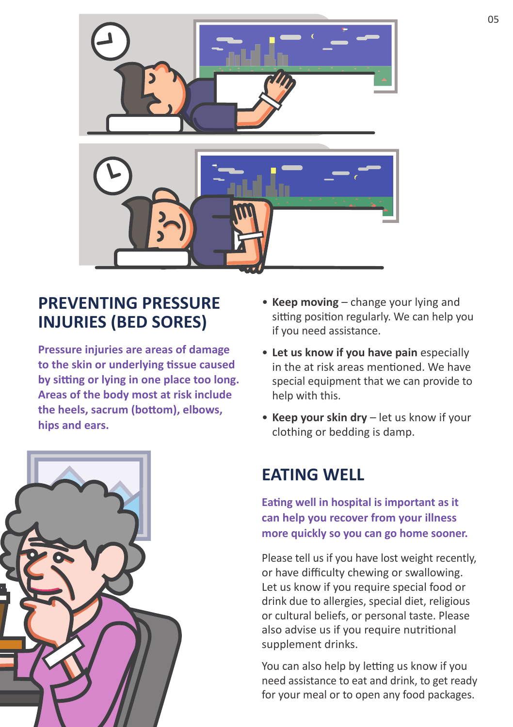## PREVENTING PRESSURE INJURIES (BED SORES)

**Pressure injuries are areas of damage to the skin or underlying tissue caused by sitting or lying in one place too long. Areas of the body most at risk include the heels, sacrum (bottom), elbows, hips and ears.**

- **Keep moving** – change your lying and sitting position regularly. We can help you if you need assistance.
- **Let us know if you have pain** especially in the at risk areas mentioned. We have special equipment that we can provide to help with this.
- **Keep your skin dry** – let us know if your clothing or bedding is damp.

## EATING WELL

**Eating well in hospital is important as it can help you recover from your illness more quickly so you can go home sooner.**

Please tell us if you have lost weight recently, or have difficulty chewing or swallowing. Let us know if you require special food or drink due to allergies, special diet, religious or cultural beliefs, or personal taste. Please also advise us if you require nutritional supplement drinks.

You can also help by letting us know if you need assistance to eat and drink, to get ready for your meal or to open any food packages.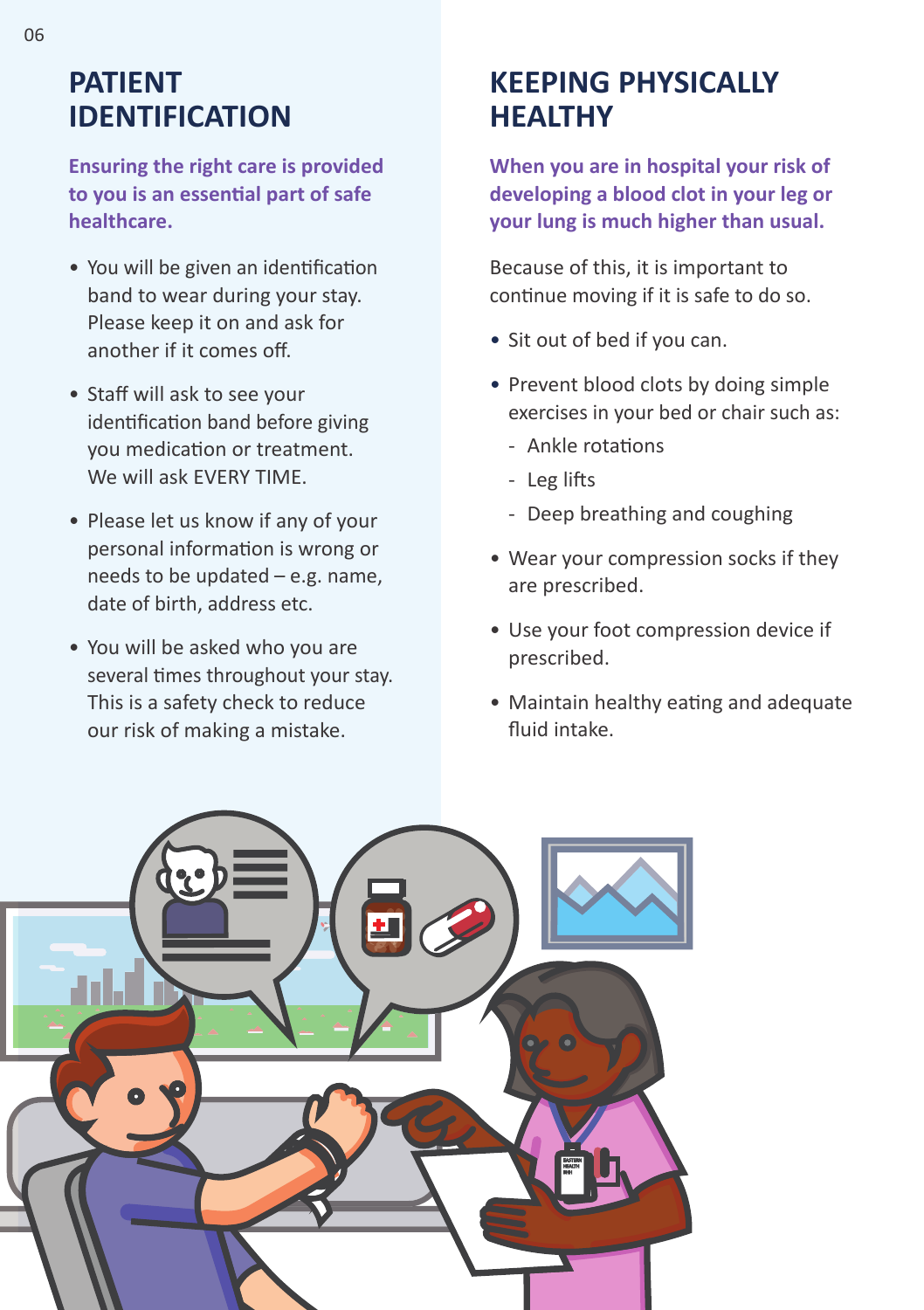# PATIENT IDENTIFICATION

**Ensuring the right care is provided to you is an essential part of safe healthcare.**

- You will be given an identification band to wear during your stay. Please keep it on and ask for another if it comes off.
- Staff will ask to see your identification band before giving you medication or treatment. We will ask EVERY TIME.
- Please let us know if any of your personal information is wrong or needs to be updated – e.g. name, date of birth, address etc.
- You will be asked who you are several times throughout your stay. This is a safety check to reduce our risk of making a mistake.

# KEEPING PHYSICALLY HEALTHY

**When you are in hospital your risk of developing a blood clot in your leg or your lung is much higher than usual.**

Because of this, it is important to continue moving if it is safe to do so.

- Sit out of bed if you can.
- Prevent blood clots by doing simple exercises in your bed or chair such as:
  - Ankle rotations
  - Leg lifts
  - Deep breathing and coughing
- Wear your compression socks if they are prescribed.
- Use your foot compression device if prescribed.
- Maintain healthy eating and adequate fluid intake.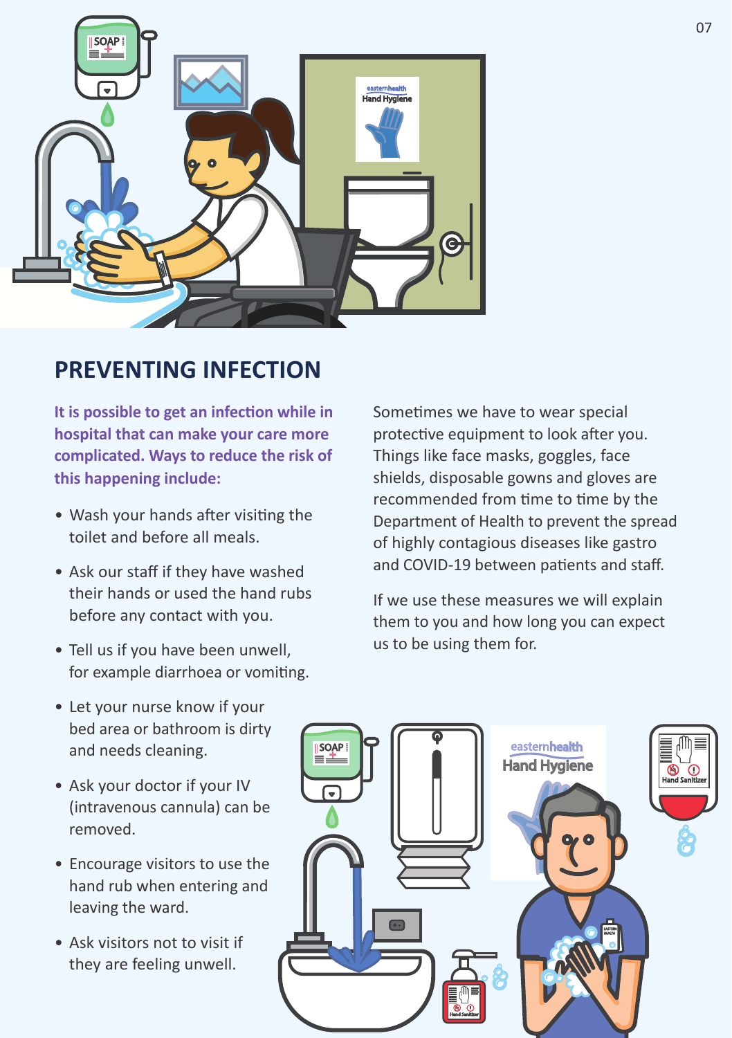## PREVENTING INFECTION

**It is possible to get an infection while in hospital that can make your care more complicated. Ways to reduce the risk of this happening include:**

- Wash your hands after visiting the toilet and before all meals.
- Ask our staff if they have washed their hands or used the hand rubs before any contact with you.
- Tell us if you have been unwell, for example diarrhoea or vomiting.
- Let your nurse know if your bed area or bathroom is dirty and needs cleaning.
- Ask your doctor if your IV (intravenous cannula) can be removed.
- Encourage visitors to use the hand rub when entering and leaving the ward.
- Ask visitors not to visit if they are feeling unwell.

Sometimes we have to wear special protective equipment to look after you. Things like face masks, goggles, face shields, disposable gowns and gloves are recommended from time to time by the Department of Health to prevent the spread of highly contagious diseases like gastro and COVID-19 between patients and staff.

If we use these measures we will explain them to you and how long you can expect us to be using them for.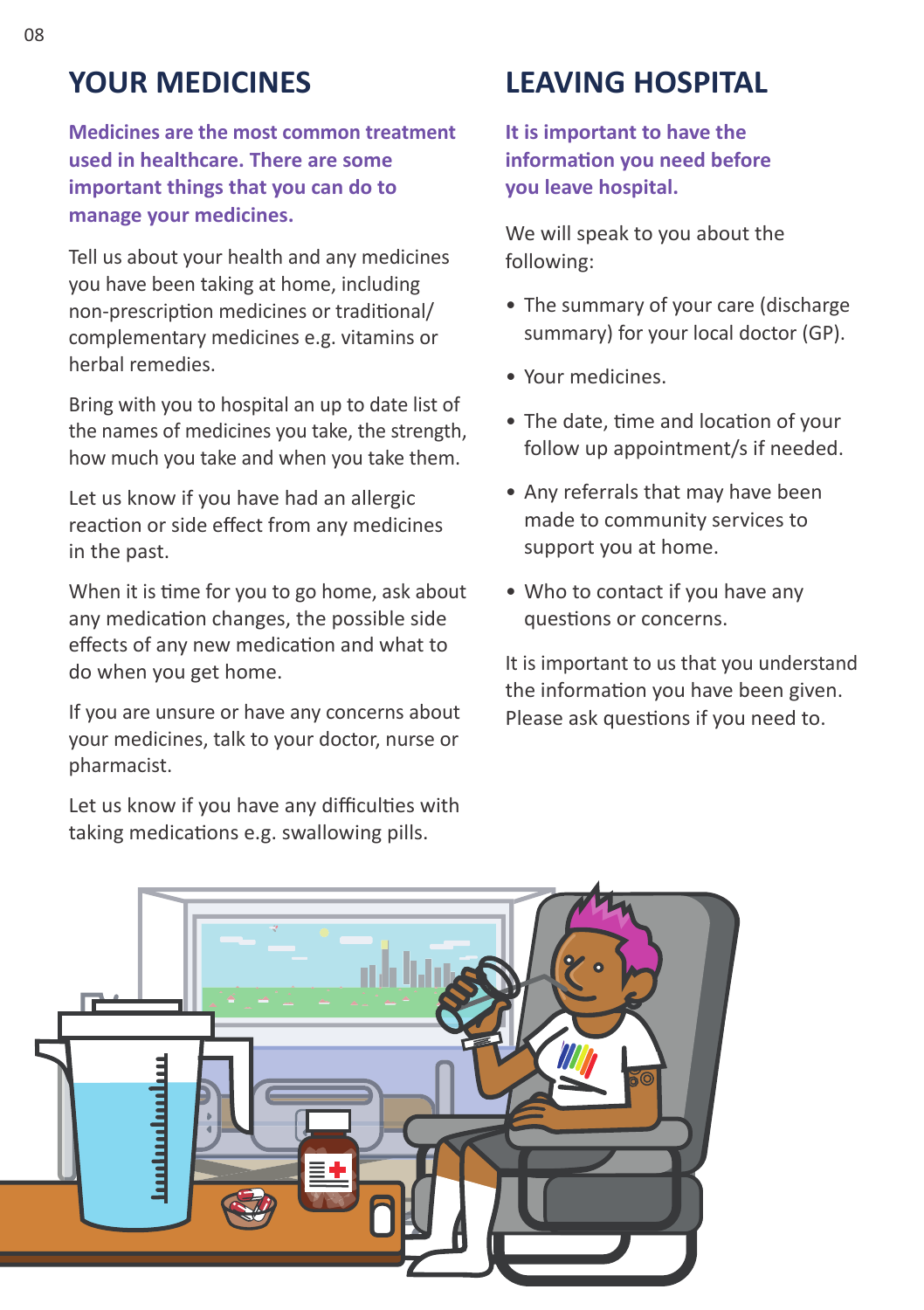## YOUR MEDICINES

**Medicines are the most common treatment used in healthcare. There are some important things that you can do to manage your medicines.**

Tell us about your health and any medicines you have been taking at home, including non-prescription medicines or traditional/complementary medicines e.g. vitamins or herbal remedies.

Bring with you to hospital an up to date list of the names of medicines you take, the strength, how much you take and when you take them.

Let us know if you have had an allergic reaction or side effect from any medicines in the past.

When it is time for you to go home, ask about any medication changes, the possible side effects of any new medication and what to do when you get home.

If you are unsure or have any concerns about your medicines, talk to your doctor, nurse or pharmacist.

Let us know if you have any difficulties with taking medications e.g. swallowing pills.

## LEAVING HOSPITAL

**It is important to have the information you need before you leave hospital.**

We will speak to you about the following:

- The summary of your care (discharge summary) for your local doctor (GP).
- Your medicines.
- The date, time and location of your follow up appointment/s if needed.
- Any referrals that may have been made to community services to support you at home.
- Who to contact if you have any questions or concerns.

It is important to us that you understand the information you have been given. Please ask questions if you need to.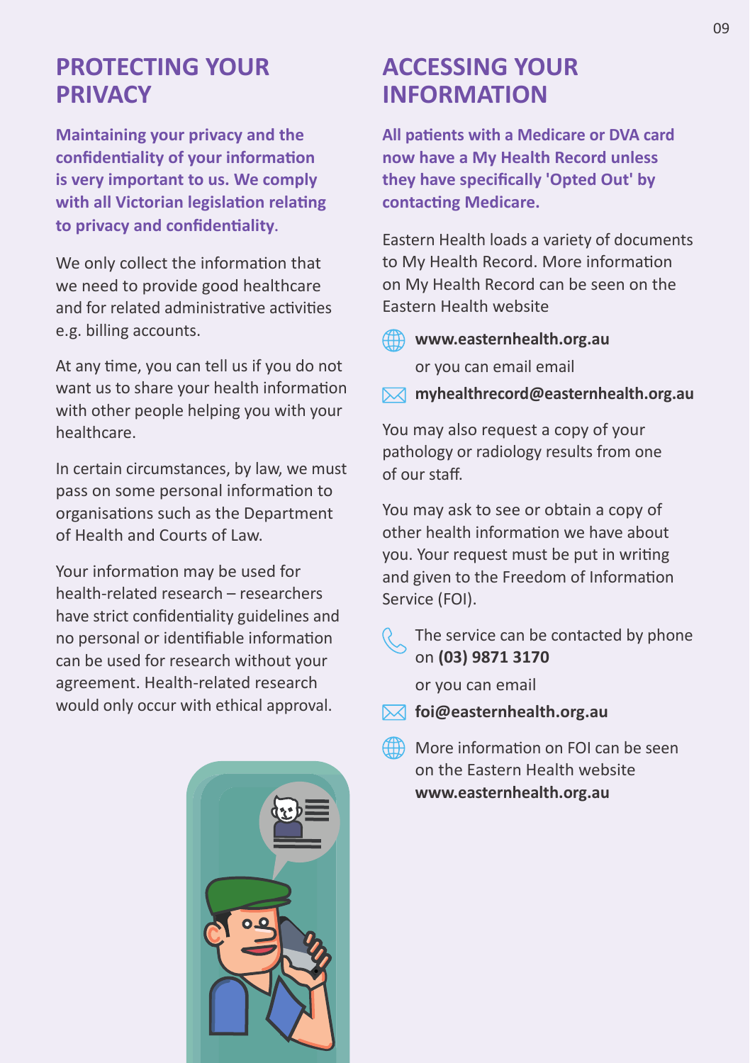## PROTECTING YOUR PRIVACY

**Maintaining your privacy and the confidentiality of your information is very important to us. We comply with all Victorian legislation relating to privacy and confidentiality.**

We only collect the information that we need to provide good healthcare and for related administrative activities e.g. billing accounts.

At any time, you can tell us if you do not want us to share your health information with other people helping you with your healthcare.

In certain circumstances, by law, we must pass on some personal information to organisations such as the Department of Health and Courts of Law.

Your information may be used for health-related research – researchers have strict confidentiality guidelines and no personal or identifiable information can be used for research without your agreement. Health-related research would only occur with ethical approval.

## ACCESSING YOUR INFORMATION

**All patients with a Medicare or DVA card now have a My Health Record unless they have specifically 'Opted Out' by contacting Medicare.**

Eastern Health loads a variety of documents to My Health Record. More information on My Health Record can be seen on the Eastern Health website

**www.easternhealth.org.au**

or you can email email

**myhealthrecord@easternhealth.org.au**

You may also request a copy of your pathology or radiology results from one of our staff.

You may ask to see or obtain a copy of other health information we have about you. Your request must be put in writing and given to the Freedom of Information Service (FOI).

The service can be contacted by phone on **(03) 9871 3170**

or you can email

**foi@easternhealth.org.au**

More information on FOI can be seen on the Eastern Health website **www.easternhealth.org.au**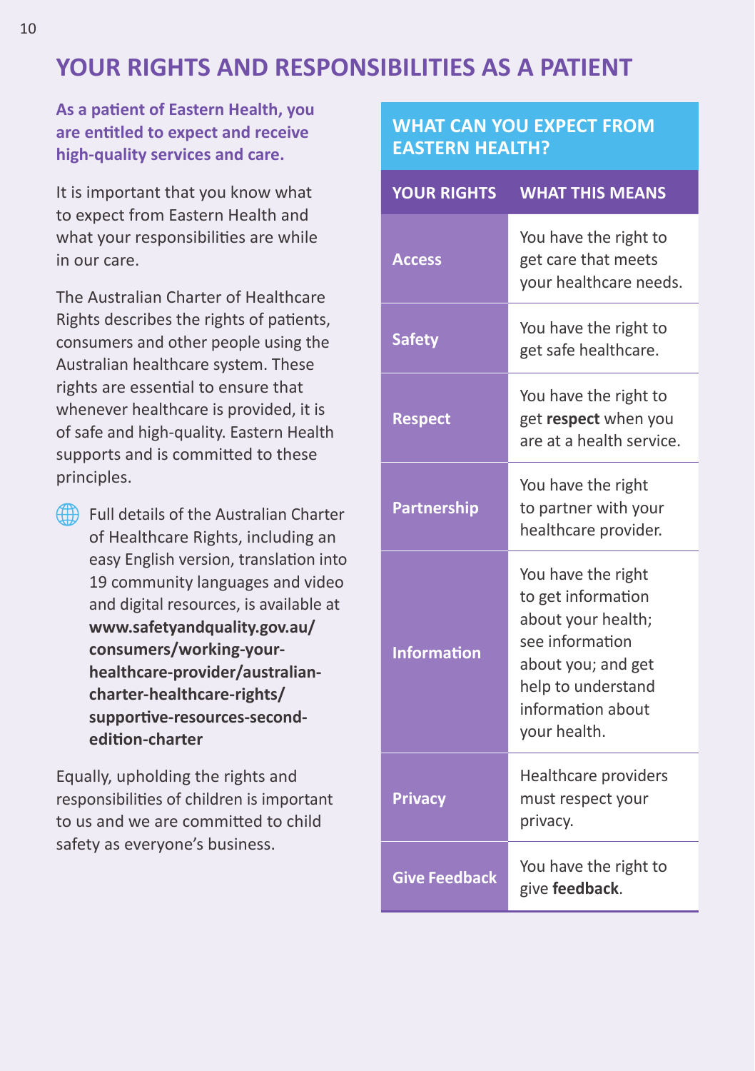# YOUR RIGHTS AND RESPONSIBILITIES AS A PATIENT

**As a patient of Eastern Health, you are entitled to expect and receive high-quality services and care.**

It is important that you know what to expect from Eastern Health and what your responsibilities are while in our care.

The Australian Charter of Healthcare Rights describes the rights of patients, consumers and other people using the Australian healthcare system. These rights are essential to ensure that whenever healthcare is provided, it is of safe and high-quality. Eastern Health supports and is committed to these principles.

Full details of the Australian Charter of Healthcare Rights, including an easy English version, translation into 19 community languages and video and digital resources, is available at **www.safetyandquality.gov.au/consumers/working-your-healthcare-provider/australian-charter-healthcare-rights/supportive-resources-second-edition-charter**

Equally, upholding the rights and responsibilities of children is important to us and we are committed to child safety as everyone's business.

## WHAT CAN YOU EXPECT FROM EASTERN HEALTH?

| YOUR RIGHTS | WHAT THIS MEANS |
|---|---|
| Access | You have the right to get care that meets your healthcare needs. |
| Safety | You have the right to get safe healthcare. |
| Respect | You have the right to get **respect** when you are at a health service. |
| Partnership | You have the right to partner with your healthcare provider. |
| Information | You have the right to get information about your health; see information about you; and get help to understand information about your health. |
| Privacy | Healthcare providers must respect your privacy. |
| Give Feedback | You have the right to give **feedback**. |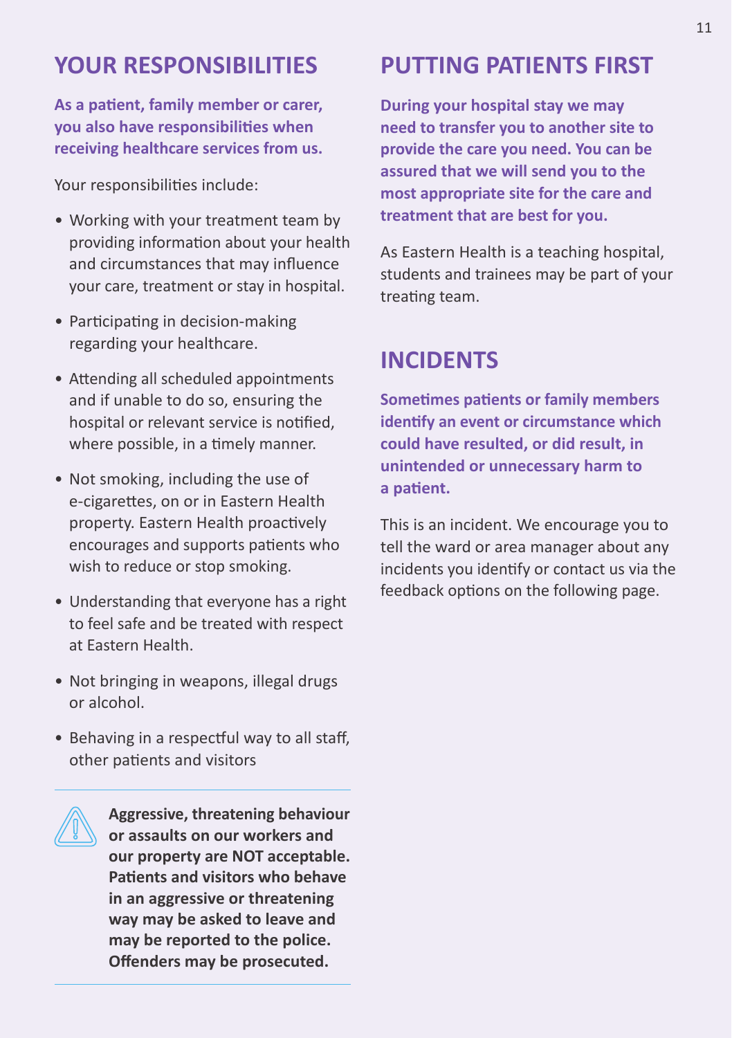## YOUR RESPONSIBILITIES

**As a patient, family member or carer, you also have responsibilities when receiving healthcare services from us.**

Your responsibilities include:

- Working with your treatment team by providing information about your health and circumstances that may influence your care, treatment or stay in hospital.
- Participating in decision-making regarding your healthcare.
- Attending all scheduled appointments and if unable to do so, ensuring the hospital or relevant service is notified, where possible, in a timely manner.
- Not smoking, including the use of e-cigarettes, on or in Eastern Health property. Eastern Health proactively encourages and supports patients who wish to reduce or stop smoking.
- Understanding that everyone has a right to feel safe and be treated with respect at Eastern Health.
- Not bringing in weapons, illegal drugs or alcohol.
- Behaving in a respectful way to all staff, other patients and visitors

---

**Aggressive, threatening behaviour or assaults on our workers and our property are NOT acceptable. Patients and visitors who behave in an aggressive or threatening way may be asked to leave and may be reported to the police. Offenders may be prosecuted.**

---

## PUTTING PATIENTS FIRST

**During your hospital stay we may need to transfer you to another site to provide the care you need. You can be assured that we will send you to the most appropriate site for the care and treatment that are best for you.**

As Eastern Health is a teaching hospital, students and trainees may be part of your treating team.

## INCIDENTS

**Sometimes patients or family members identify an event or circumstance which could have resulted, or did result, in unintended or unnecessary harm to a patient.**

This is an incident. We encourage you to tell the ward or area manager about any incidents you identify or contact us via the feedback options on the following page.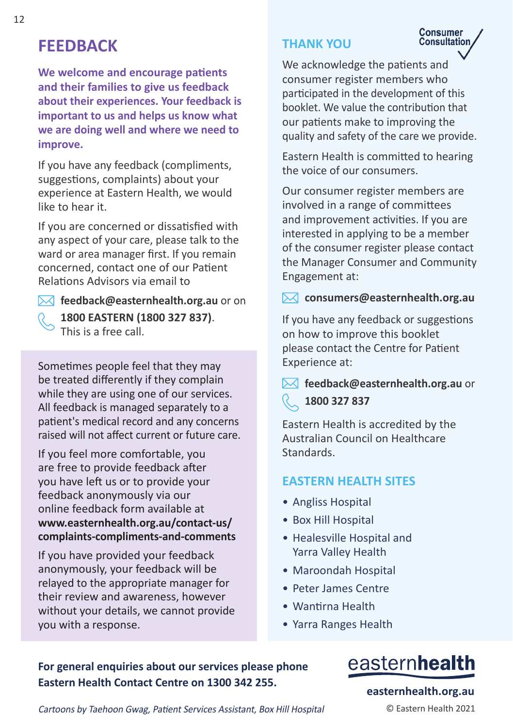## FEEDBACK

**We welcome and encourage patients and their families to give us feedback about their experiences. Your feedback is important to us and helps us know what we are doing well and where we need to improve.**

If you have any feedback (compliments, suggestions, complaints) about your experience at Eastern Health, we would like to hear it.

If you are concerned or dissatisfied with any aspect of your care, please talk to the ward or area manager first. If you remain concerned, contact one of our Patient Relations Advisors via email to

**feedback@easternhealth.org.au** or on

**1800 EASTERN (1800 327 837)**.
This is a free call.

Sometimes people feel that they may be treated differently if they complain while they are using one of our services. All feedback is managed separately to a patient's medical record and any concerns raised will not affect current or future care.

If you feel more comfortable, you are free to provide feedback after you have left us or to provide your feedback anonymously via our online feedback form available at **www.easternhealth.org.au/contact-us/complaints-compliments-and-comments**

If you have provided your feedback anonymously, your feedback will be relayed to the appropriate manager for their review and awareness, however without your details, we cannot provide you with a response.

## THANK YOU

Consumer Consultation

We acknowledge the patients and consumer register members who participated in the development of this booklet. We value the contribution that our patients make to improving the quality and safety of the care we provide.

Eastern Health is committed to hearing the voice of our consumers.

Our consumer register members are involved in a range of committees and improvement activities. If you are interested in applying to be a member of the consumer register please contact the Manager Consumer and Community Engagement at:

**consumers@easternhealth.org.au**

If you have any feedback or suggestions on how to improve this booklet please contact the Centre for Patient Experience at:

**feedback@easternhealth.org.au** or
**1800 327 837**

Eastern Health is accredited by the Australian Council on Healthcare Standards.

## EASTERN HEALTH SITES

- Angliss Hospital
- Box Hill Hospital
- Healesville Hospital and Yarra Valley Health
- Maroondah Hospital
- Peter James Centre
- Wantirna Health
- Yarra Ranges Health

**For general enquiries about our services please phone Eastern Health Contact Centre on 1300 342 255.**

easternhealth

**easternhealth.org.au**

*Cartoons by Taehoon Gwag, Patient Services Assistant, Box Hill Hospital*

© Eastern Health 2021